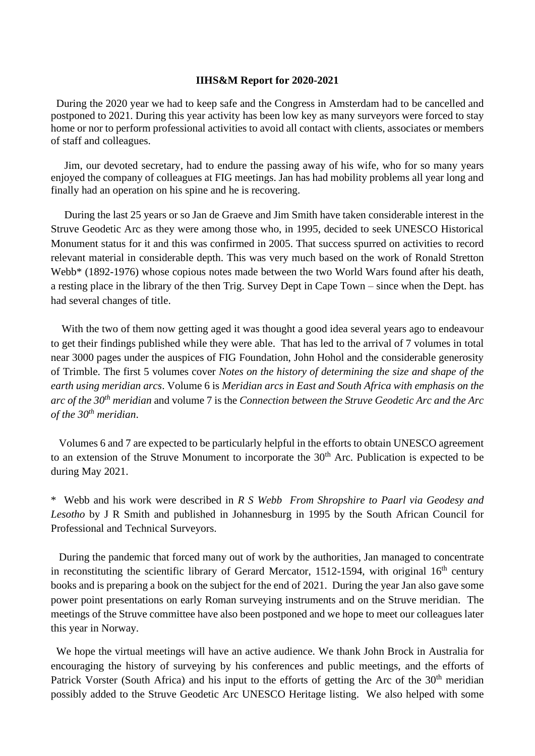**IIHS&M Report for 2020-2021**

During the 2020 year we had to keep safe and the Congress in Amsterdam had to be cancelled and postponed to 2021. During this year activity has been low key as many surveyors were forced to stay home or nor to perform professional activities to avoid all contact with clients, associates or members of staff and colleagues.

Jim, our devoted secretary, had to endure the passing away of his wife, who for so many years enjoyed the company of colleagues at FIG meetings. Jan has had mobility problems all year long and finally had an operation on his spine and he is recovering.

During the last 25 years or so Jan de Graeve and Jim Smith have taken considerable interest in the Struve Geodetic Arc as they were among those who, in 1995, decided to seek UNESCO Historical Monument status for it and this was confirmed in 2005. That success spurred on activities to record relevant material in considerable depth. This was very much based on the work of Ronald Stretton Webb* (1892-1976) whose copious notes made between the two World Wars found after his death, a resting place in the library of the then Trig. Survey Dept in Cape Town – since when the Dept. has had several changes of title.

With the two of them now getting aged it was thought a good idea several years ago to endeavour to get their findings published while they were able. That has led to the arrival of 7 volumes in total near 3000 pages under the auspices of FIG Foundation, John Hohol and the considerable generosity of Trimble. The first 5 volumes cover *Notes on the history of determining the size and shape of the earth using meridian arcs*. Volume 6 is *Meridian arcs in East and South Africa with emphasis on the arc of the 30th meridian* and volume 7 is the *Connection between the Struve Geodetic Arc and the Arc of the 30th meridian*.

Volumes 6 and 7 are expected to be particularly helpful in the efforts to obtain UNESCO agreement to an extension of the Struve Monument to incorporate the 30th Arc. Publication is expected to be during May 2021.

\* Webb and his work were described in *R S Webb From Shropshire to Paarl via Geodesy and Lesotho* by J R Smith and published in Johannesburg in 1995 by the South African Council for Professional and Technical Surveyors.

During the pandemic that forced many out of work by the authorities, Jan managed to concentrate in reconstituting the scientific library of Gerard Mercator, 1512-1594, with original 16th century books and is preparing a book on the subject for the end of 2021. During the year Jan also gave some power point presentations on early Roman surveying instruments and on the Struve meridian. The meetings of the Struve committee have also been postponed and we hope to meet our colleagues later this year in Norway.

We hope the virtual meetings will have an active audience. We thank John Brock in Australia for encouraging the history of surveying by his conferences and public meetings, and the efforts of Patrick Vorster (South Africa) and his input to the efforts of getting the Arc of the 30th meridian possibly added to the Struve Geodetic Arc UNESCO Heritage listing. We also helped with some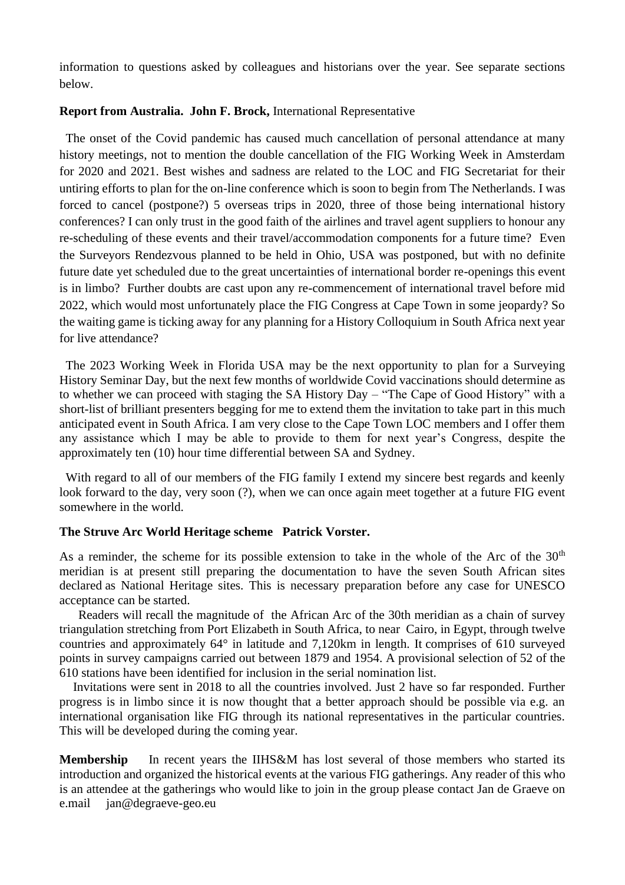information to questions asked by colleagues and historians over the year. See separate sections below.

**Report from Australia. John F. Brock,** International Representative

The onset of the Covid pandemic has caused much cancellation of personal attendance at many history meetings, not to mention the double cancellation of the FIG Working Week in Amsterdam for 2020 and 2021. Best wishes and sadness are related to the LOC and FIG Secretariat for their untiring efforts to plan for the on-line conference which is soon to begin from The Netherlands. I was forced to cancel (postpone?) 5 overseas trips in 2020, three of those being international history conferences? I can only trust in the good faith of the airlines and travel agent suppliers to honour any re-scheduling of these events and their travel/accommodation components for a future time? Even the Surveyors Rendezvous planned to be held in Ohio, USA was postponed, but with no definite future date yet scheduled due to the great uncertainties of international border re-openings this event is in limbo? Further doubts are cast upon any re-commencement of international travel before mid 2022, which would most unfortunately place the FIG Congress at Cape Town in some jeopardy? So the waiting game is ticking away for any planning for a History Colloquium in South Africa next year for live attendance?

The 2023 Working Week in Florida USA may be the next opportunity to plan for a Surveying History Seminar Day, but the next few months of worldwide Covid vaccinations should determine as to whether we can proceed with staging the SA History Day – "The Cape of Good History" with a short-list of brilliant presenters begging for me to extend them the invitation to take part in this much anticipated event in South Africa. I am very close to the Cape Town LOC members and I offer them any assistance which I may be able to provide to them for next year's Congress, despite the approximately ten (10) hour time differential between SA and Sydney.

With regard to all of our members of the FIG family I extend my sincere best regards and keenly look forward to the day, very soon (?), when we can once again meet together at a future FIG event somewhere in the world.

**The Struve Arc World Heritage scheme Patrick Vorster.**

As a reminder, the scheme for its possible extension to take in the whole of the Arc of the 30th meridian is at present still preparing the documentation to have the seven South African sites declared as National Heritage sites. This is necessary preparation before any case for UNESCO acceptance can be started.

Readers will recall the magnitude of the African Arc of the 30th meridian as a chain of survey triangulation stretching from Port Elizabeth in South Africa, to near Cairo, in Egypt, through twelve countries and approximately 64° in latitude and 7,120km in length. It comprises of 610 surveyed points in survey campaigns carried out between 1879 and 1954. A provisional selection of 52 of the 610 stations have been identified for inclusion in the serial nomination list.

Invitations were sent in 2018 to all the countries involved. Just 2 have so far responded. Further progress is in limbo since it is now thought that a better approach should be possible via e.g. an international organisation like FIG through its national representatives in the particular countries. This will be developed during the coming year.

**Membership** In recent years the IIHS&M has lost several of those members who started its introduction and organized the historical events at the various FIG gatherings. Any reader of this who is an attendee at the gatherings who would like to join in the group please contact Jan de Graeve on e.mail jan@degraeve-geo.eu